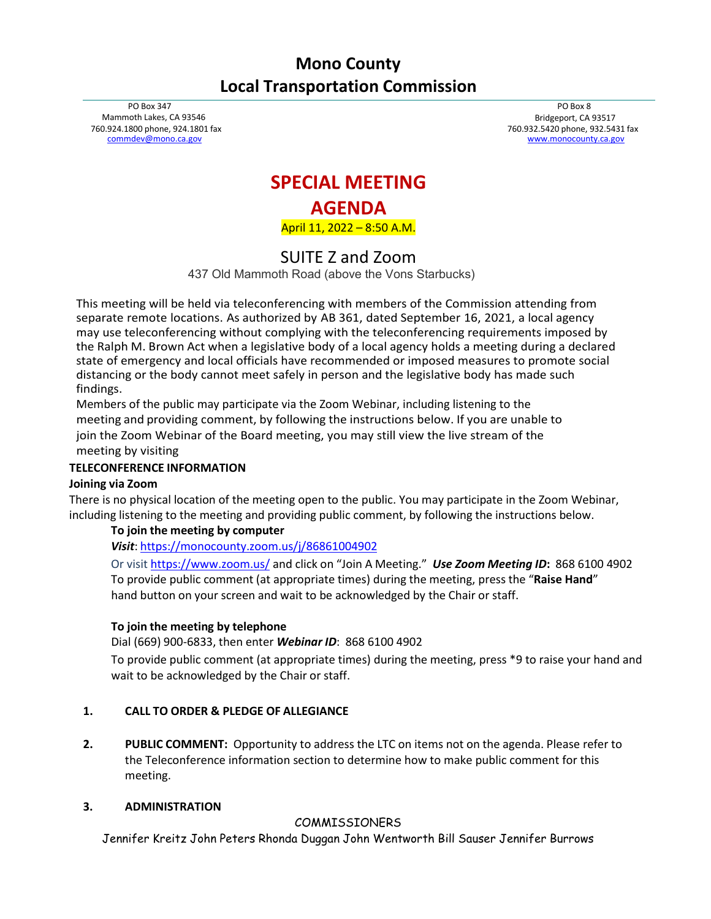# Mono County
# Local Transportation Commission

PO Box 347
Mammoth Lakes, CA 93546
760.924.1800 phone, 924.1801 fax
commdev@mono.ca.gov

PO Box 8
Bridgeport, CA 93517
760.932.5420 phone, 932.5431 fax
www.monocounty.ca.gov

## SPECIAL MEETING
## AGENDA

April 11, 2022 – 8:50 A.M.

## SUITE Z and Zoom

437 Old Mammoth Road (above the Vons Starbucks)

This meeting will be held via teleconferencing with members of the Commission attending from separate remote locations. As authorized by AB 361, dated September 16, 2021, a local agency may use teleconferencing without complying with the teleconferencing requirements imposed by the Ralph M. Brown Act when a legislative body of a local agency holds a meeting during a declared state of emergency and local officials have recommended or imposed measures to promote social distancing or the body cannot meet safely in person and the legislative body has made such findings.

Members of the public may participate via the Zoom Webinar, including listening to the meeting and providing comment, by following the instructions below. If you are unable to join the Zoom Webinar of the Board meeting, you may still view the live stream of the meeting by visiting

**TELECONFERENCE INFORMATION**

**Joining via Zoom**

There is no physical location of the meeting open to the public. You may participate in the Zoom Webinar, including listening to the meeting and providing public comment, by following the instructions below.

**To join the meeting by computer**

***Visit***: https://monocounty.zoom.us/j/86861004902

Or visit https://www.zoom.us/ and click on "Join A Meeting." ***Use Zoom Meeting ID*:** 868 6100 4902

To provide public comment (at appropriate times) during the meeting, press the "**Raise Hand**" hand button on your screen and wait to be acknowledged by the Chair or staff.

**To join the meeting by telephone**

Dial (669) 900-6833, then enter ***Webinar ID***: 868 6100 4902

To provide public comment (at appropriate times) during the meeting, press *9 to raise your hand and wait to be acknowledged by the Chair or staff.

1. **CALL TO ORDER & PLEDGE OF ALLEGIANCE**

2. **PUBLIC COMMENT:** Opportunity to address the LTC on items not on the agenda. Please refer to the Teleconference information section to determine how to make public comment for this meeting.

3. **ADMINISTRATION**

COMMISSIONERS

Jennifer Kreitz John Peters Rhonda Duggan John Wentworth Bill Sauser Jennifer Burrows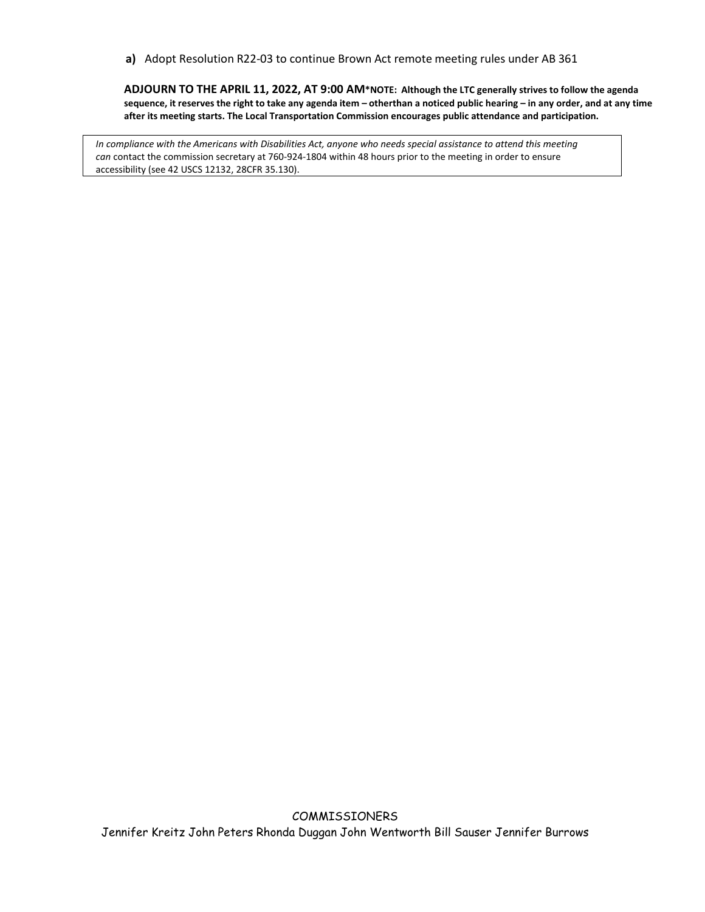**a)** Adopt Resolution R22-03 to continue Brown Act remote meeting rules under AB 361

**ADJOURN TO THE APRIL 11, 2022, AT 9:00 AM*NOTE: Although the LTC generally strives to follow the agenda sequence, it reserves the right to take any agenda item – otherthan a noticed public hearing – in any order, and at any time after its meeting starts. The Local Transportation Commission encourages public attendance and participation.**

*In compliance with the Americans with Disabilities Act, anyone who needs special assistance to attend this meeting can* contact the commission secretary at 760-924-1804 within 48 hours prior to the meeting in order to ensure accessibility (see 42 USCS 12132, 28CFR 35.130).

COMMISSIONERS

Jennifer Kreitz John Peters Rhonda Duggan John Wentworth Bill Sauser Jennifer Burrows